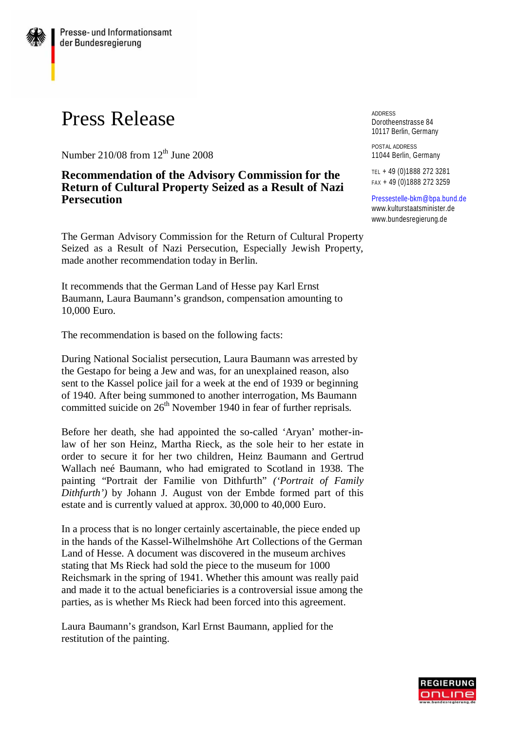Presse- und Informationsamt
der Bundesregierung

# Press Release

Number 210/08 from 12th June 2008

## Recommendation of the Advisory Commission for the Return of Cultural Property Seized as a Result of Nazi Persecution

ADDRESS
Dorotheenstrasse 84
10117 Berlin, Germany

POSTAL ADDRESS
11044 Berlin, Germany

TEL + 49 (0)1888 272 3281
FAX + 49 (0)1888 272 3259

Pressestelle-bkm@bpa.bund.de
www.kulturstaatsminister.de
www.bundesregierung.de

The German Advisory Commission for the Return of Cultural Property Seized as a Result of Nazi Persecution, Especially Jewish Property, made another recommendation today in Berlin.

It recommends that the German Land of Hesse pay Karl Ernst Baumann, Laura Baumann's grandson, compensation amounting to 10,000 Euro.

The recommendation is based on the following facts:

During National Socialist persecution, Laura Baumann was arrested by the Gestapo for being a Jew and was, for an unexplained reason, also sent to the Kassel police jail for a week at the end of 1939 or beginning of 1940. After being summoned to another interrogation, Ms Baumann committed suicide on 26th November 1940 in fear of further reprisals.

Before her death, she had appointed the so-called 'Aryan' mother-in-law of her son Heinz, Martha Rieck, as the sole heir to her estate in order to secure it for her two children, Heinz Baumann and Gertrud Wallach neé Baumann, who had emigrated to Scotland in 1938. The painting "Portrait der Familie von Dithfurth" *('Portrait of Family Dithfurth')* by Johann J. August von der Embde formed part of this estate and is currently valued at approx. 30,000 to 40,000 Euro.

In a process that is no longer certainly ascertainable, the piece ended up in the hands of the Kassel-Wilhelmshöhe Art Collections of the German Land of Hesse. A document was discovered in the museum archives stating that Ms Rieck had sold the piece to the museum for 1000 Reichsmark in the spring of 1941. Whether this amount was really paid and made it to the actual beneficiaries is a controversial issue among the parties, as is whether Ms Rieck had been forced into this agreement.

Laura Baumann's grandson, Karl Ernst Baumann, applied for the restitution of the painting.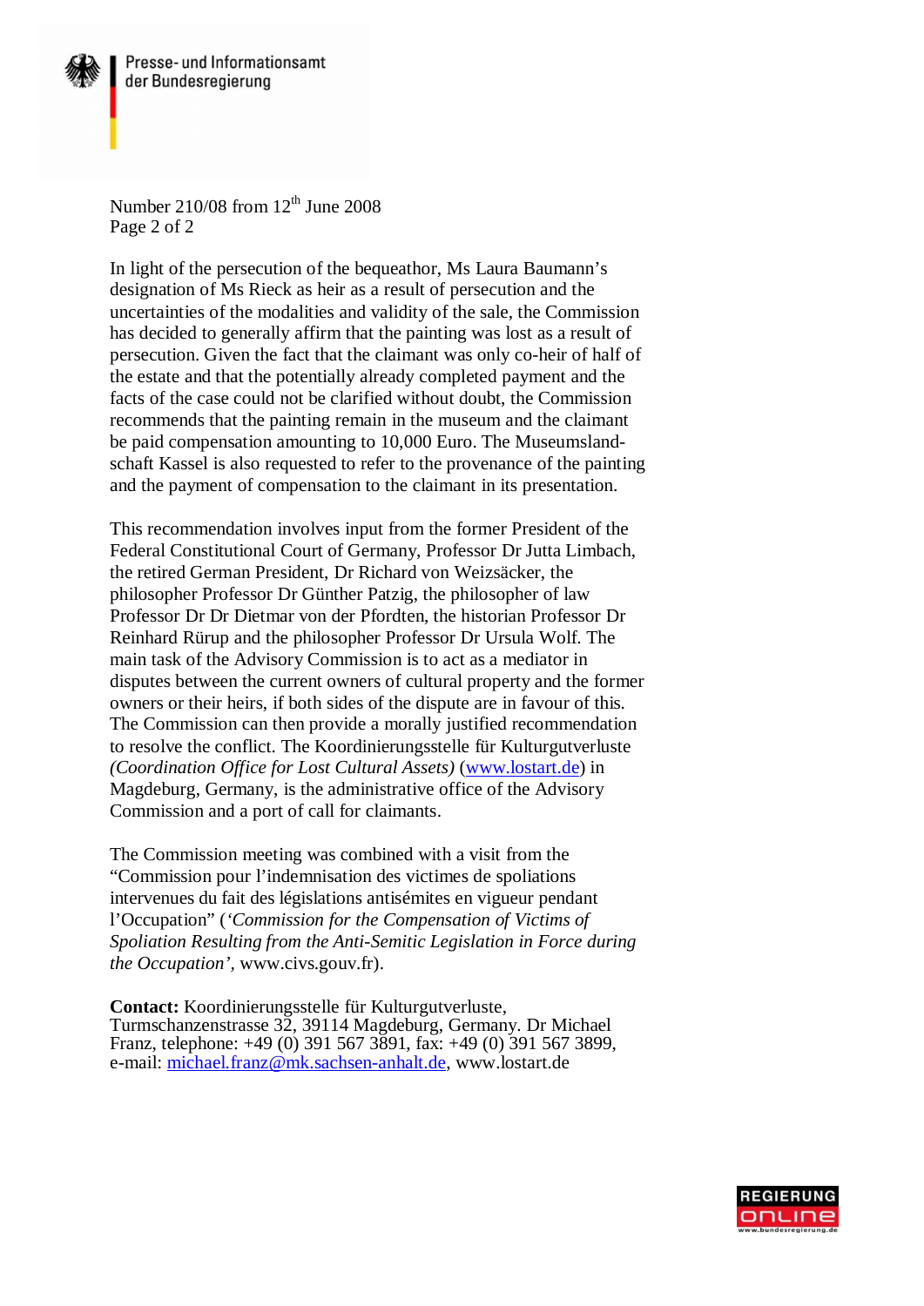Number 210/08 from 12th June 2008

In light of the persecution of the bequeathor, Ms Laura Baumann's designation of Ms Rieck as heir as a result of persecution and the uncertainties of the modalities and validity of the sale, the Commission has decided to generally affirm that the painting was lost as a result of persecution. Given the fact that the claimant was only co-heir of half of the estate and that the potentially already completed payment and the facts of the case could not be clarified without doubt, the Commission recommends that the painting remain in the museum and the claimant be paid compensation amounting to 10,000 Euro. The Museumslandschaft Kassel is also requested to refer to the provenance of the painting and the payment of compensation to the claimant in its presentation.

This recommendation involves input from the former President of the Federal Constitutional Court of Germany, Professor Dr Jutta Limbach, the retired German President, Dr Richard von Weizsäcker, the philosopher Professor Dr Günther Patzig, the philosopher of law Professor Dr Dr Dietmar von der Pfordten, the historian Professor Dr Reinhard Rürup and the philosopher Professor Dr Ursula Wolf. The main task of the Advisory Commission is to act as a mediator in disputes between the current owners of cultural property and the former owners or their heirs, if both sides of the dispute are in favour of this. The Commission can then provide a morally justified recommendation to resolve the conflict. The Koordinierungsstelle für Kulturgutverluste *(Coordination Office for Lost Cultural Assets)* (www.lostart.de) in Magdeburg, Germany, is the administrative office of the Advisory Commission and a port of call for claimants.

The Commission meeting was combined with a visit from the "Commission pour l'indemnisation des victimes de spoliations intervenues du fait des législations antisémites en vigueur pendant l'Occupation" (*'Commission for the Compensation of Victims of Spoliation Resulting from the Anti-Semitic Legislation in Force during the Occupation'*, www.civs.gouv.fr).

**Contact:** Koordinierungsstelle für Kulturgutverluste, Turmschanzenstrasse 32, 39114 Magdeburg, Germany. Dr Michael Franz, telephone: +49 (0) 391 567 3891, fax: +49 (0) 391 567 3899, e-mail: michael.franz@mk.sachsen-anhalt.de, www.lostart.de